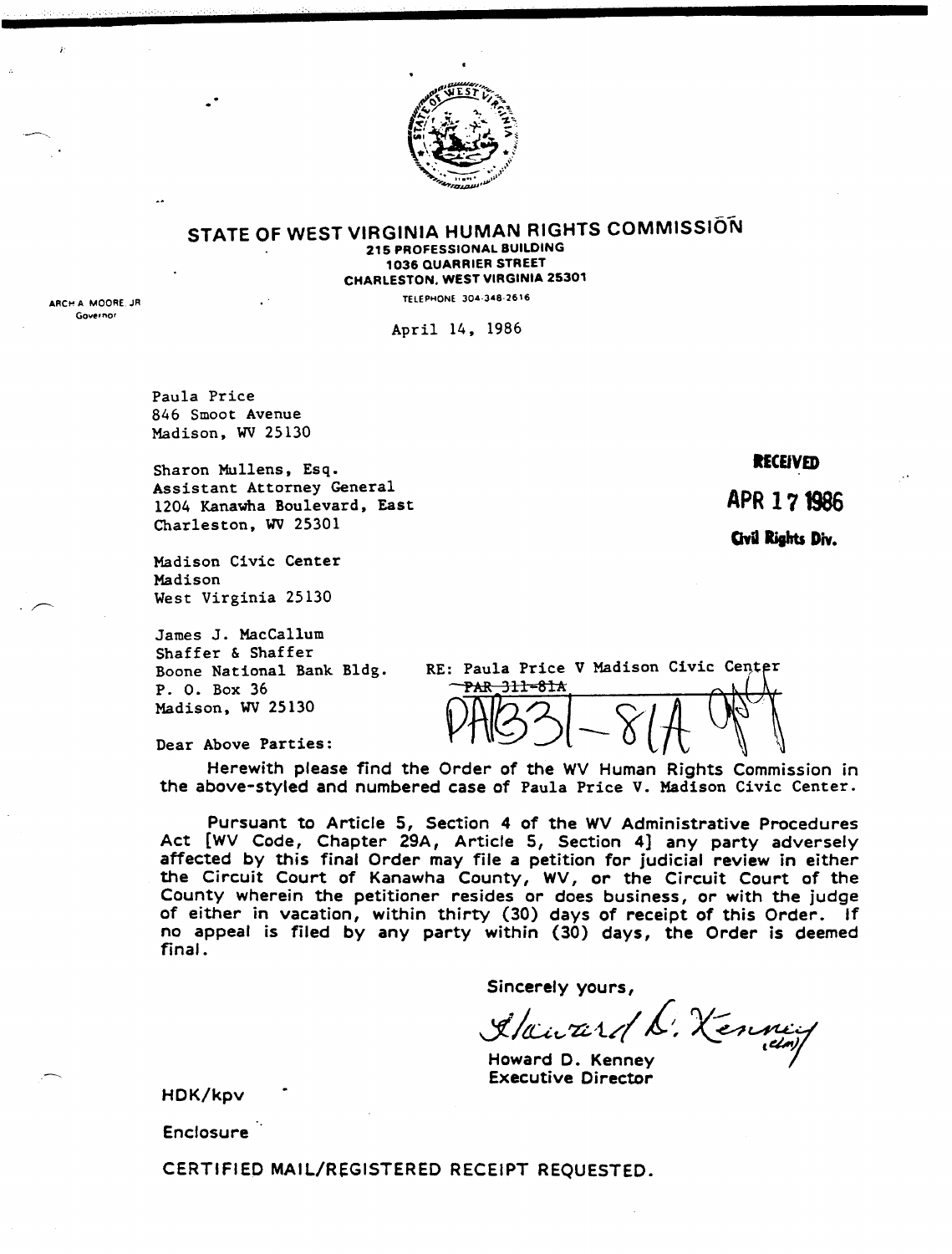# STATE OF WEST VIRGINIA HUMAN RIGHTS COMMISSION

215 PROFESSIONAL BUILDING
1036 QUARRIER STREET
CHARLESTON, WEST VIRGINIA 25301
TELEPHONE 304-348-2616

ARCH A. MOORE, JR
Governor

April 14, 1986

Paula Price
846 Smoot Avenue
Madison, WV 25130

Sharon Mullens, Esq.
Assistant Attorney General
1204 Kanawha Boulevard, East
Charleston, WV 25301

**RECEIVED**
**APR 17 1986**
**Civil Rights Div.**

Madison Civic Center
Madison
West Virginia 25130

James J. MacCallum
Shaffer & Shaffer
Boone National Bank Bldg.
P. O. Box 36
Madison, WV 25130

RE: Paula Price V Madison Civic Center
~~PAR-311-81A~~
PA133-81A

Dear Above Parties:

Herewith please find the Order of the WV Human Rights Commission in the above-styled and numbered case of Paula Price V. Madison Civic Center.

Pursuant to Article 5, Section 4 of the WV Administrative Procedures Act [WV Code, Chapter 29A, Article 5, Section 4] any party adversely affected by this final Order may file a petition for judicial review in either the Circuit Court of Kanawha County, WV, or the Circuit Court of the County wherein the petitioner resides or does business, or with the judge of either in vacation, within thirty (30) days of receipt of this Order. If no appeal is filed by any party within (30) days, the Order is deemed final.

Sincerely yours,

Howard D. Kenney
Executive Director

HDK/kpv

Enclosure

CERTIFIED MAIL/REGISTERED RECEIPT REQUESTED.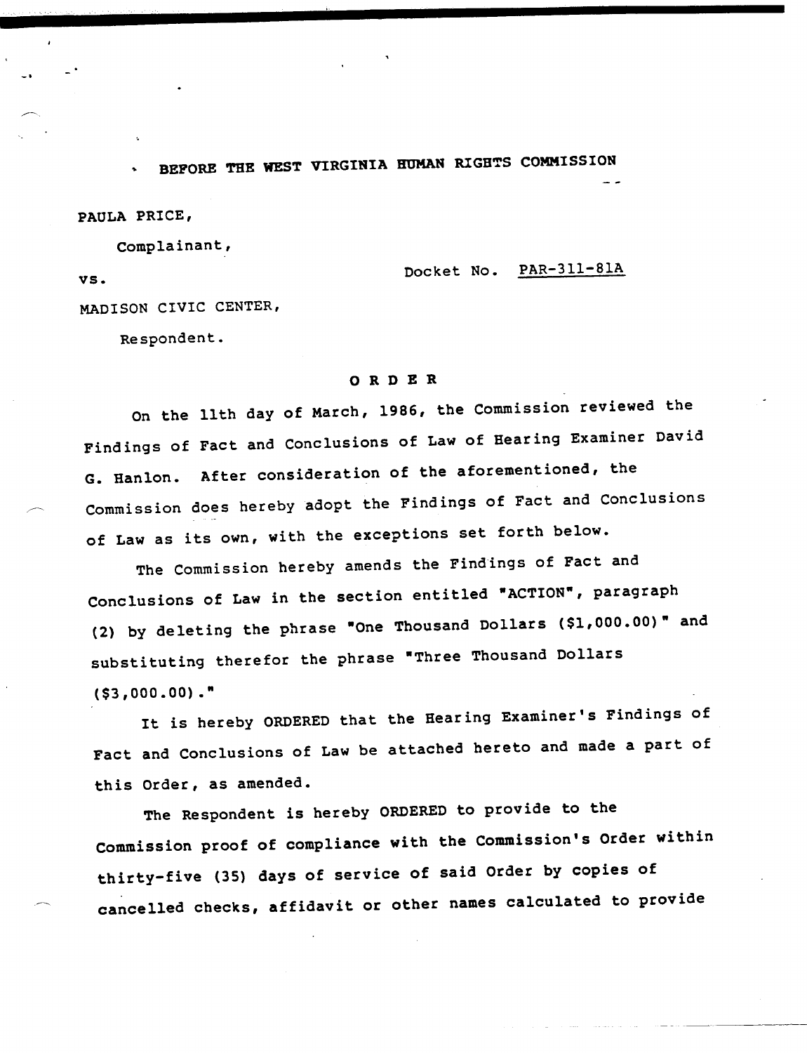BEFORE THE WEST VIRGINIA HUMAN RIGHTS COMMISSION

PAULA PRICE,

Complainant,

vs. Docket No. PAR-311-81A

MADISON CIVIC CENTER,

Respondent.

## ORDER

On the 11th day of March, 1986, the Commission reviewed the Findings of Fact and Conclusions of Law of Hearing Examiner David G. Hanlon. After consideration of the aforementioned, the Commission does hereby adopt the Findings of Fact and Conclusions of Law as its own, with the exceptions set forth below.

The Commission hereby amends the Findings of Fact and Conclusions of Law in the section entitled "ACTION", paragraph (2) by deleting the phrase "One Thousand Dollars ($1,000.00)" and substituting therefor the phrase "Three Thousand Dollars ($3,000.00)."

It is hereby ORDERED that the Hearing Examiner's Findings of Fact and Conclusions of Law be attached hereto and made a part of this Order, as amended.

The Respondent is hereby ORDERED to provide to the Commission proof of compliance with the Commission's Order within thirty-five (35) days of service of said Order by copies of cancelled checks, affidavit or other names calculated to provide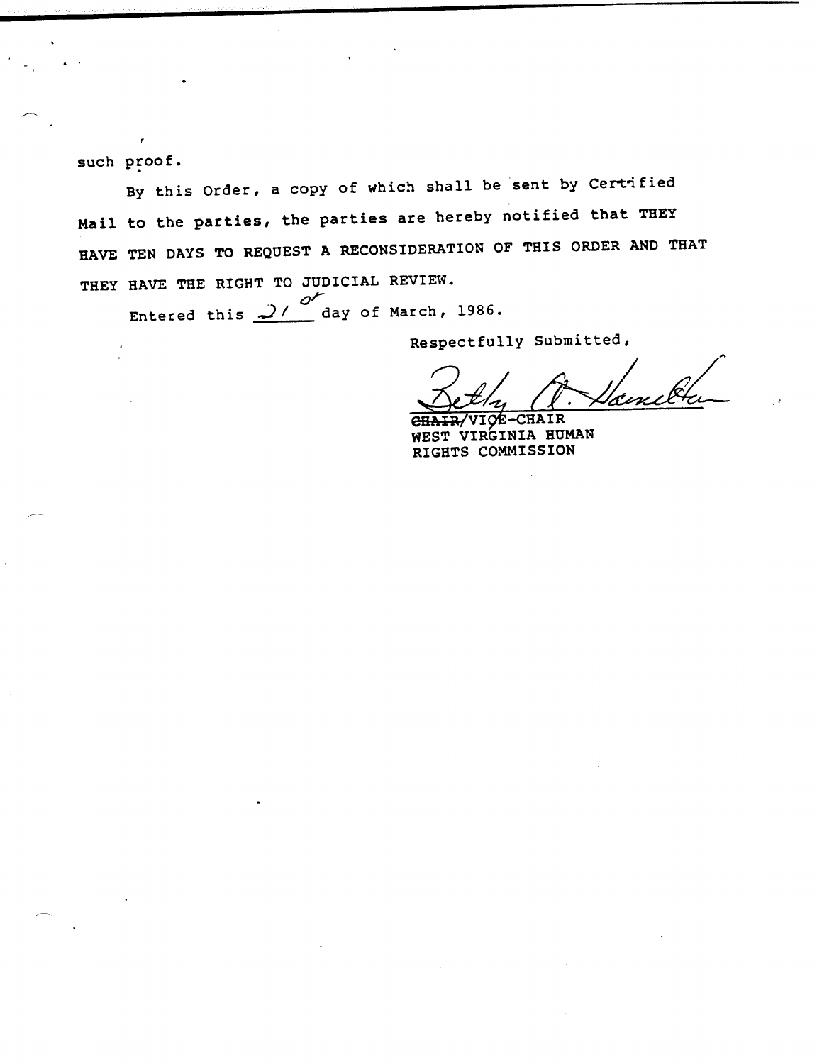such proof.

By this Order, a copy of which shall be sent by Certified Mail to the parties, the parties are hereby notified that THEY HAVE TEN DAYS TO REQUEST A RECONSIDERATION OF THIS ORDER AND THAT THEY HAVE THE RIGHT TO JUDICIAL REVIEW.

Entered this 21st day of March, 1986.

Respectfully Submitted,

Betty A. Hamilton

~~CHAIR~~/VICE-CHAIR
WEST VIRGINIA HUMAN RIGHTS COMMISSION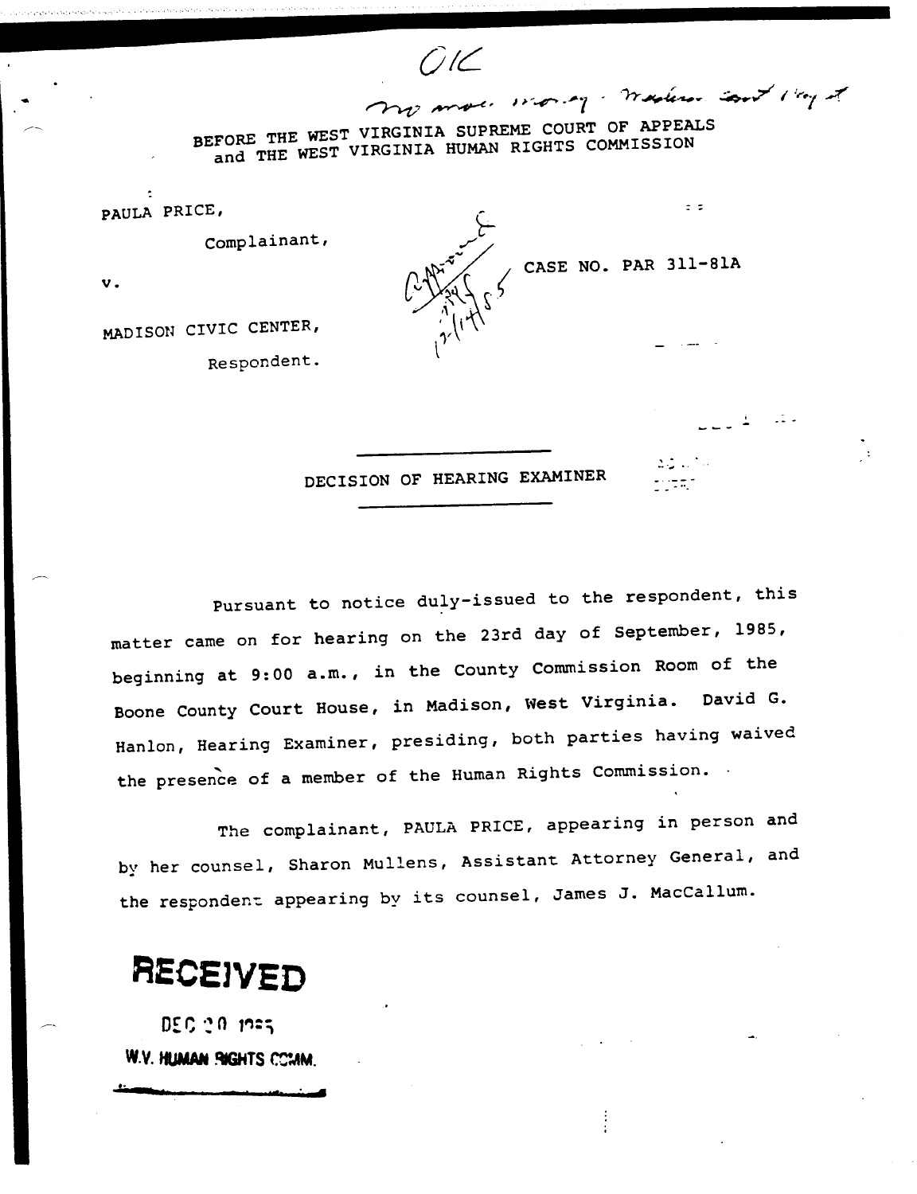OK

BEFORE THE WEST VIRGINIA SUPREME COURT OF APPEALS
and THE WEST VIRGINIA HUMAN RIGHTS COMMISSION

PAULA PRICE,

Complainant,

v.

CASE NO. PAR 311-81A

MADISON CIVIC CENTER,

Respondent.

## DECISION OF HEARING EXAMINER

Pursuant to notice duly-issued to the respondent, this matter came on for hearing on the 23rd day of September, 1985, beginning at 9:00 a.m., in the County Commission Room of the Boone County Court House, in Madison, West Virginia. David G. Hanlon, Hearing Examiner, presiding, both parties having waived the presence of a member of the Human Rights Commission.

The complainant, PAULA PRICE, appearing in person and by her counsel, Sharon Mullens, Assistant Attorney General, and the respondent appearing by its counsel, James J. MacCallum.

**RECEIVED**

DEC 20 1985

W.V. HUMAN RIGHTS COMM.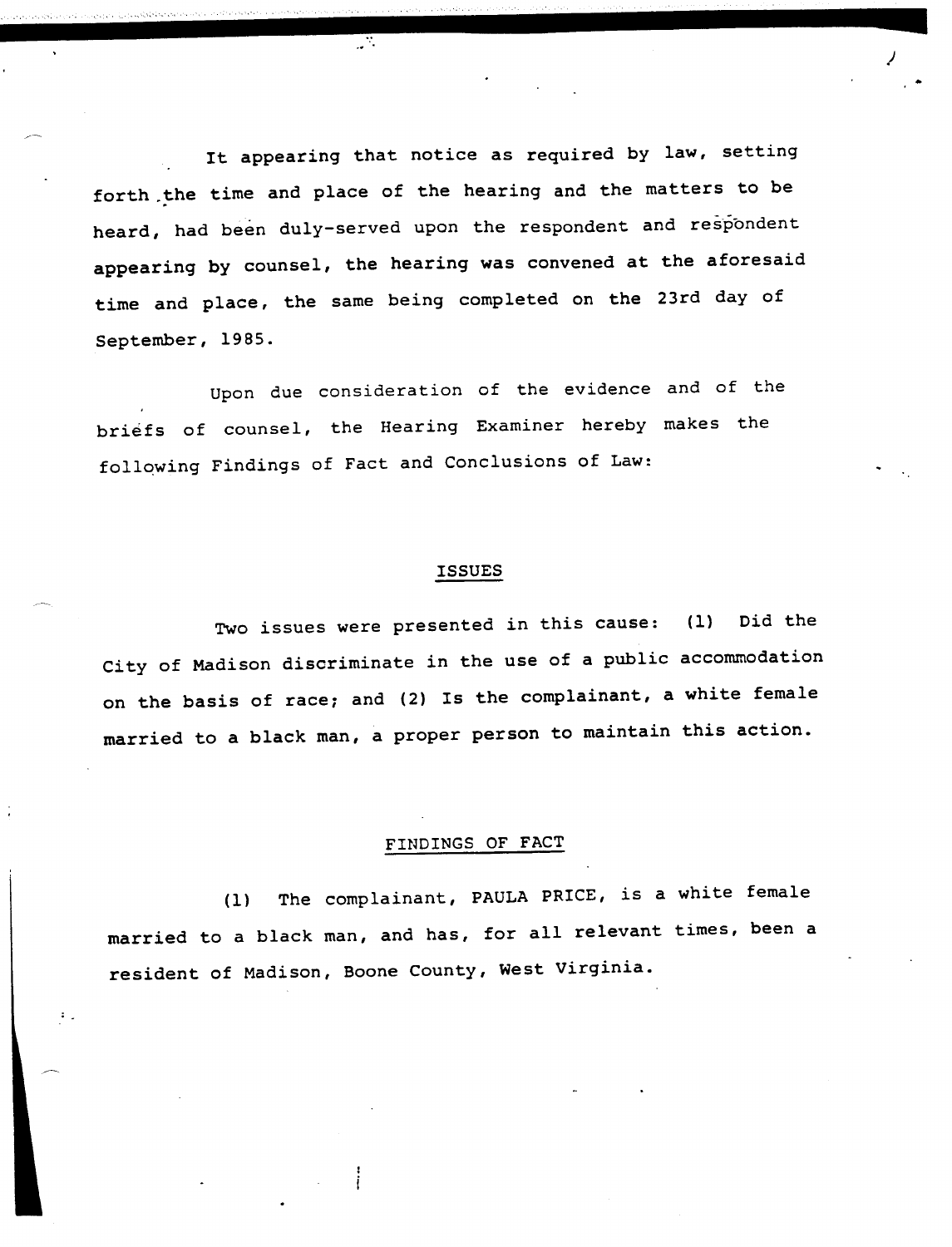It appearing that notice as required by law, setting forth the time and place of the hearing and the matters to be heard, had been duly-served upon the respondent and respondent appearing by counsel, the hearing was convened at the aforesaid time and place, the same being completed on the 23rd day of September, 1985.

Upon due consideration of the evidence and of the briefs of counsel, the Hearing Examiner hereby makes the following Findings of Fact and Conclusions of Law:

## ISSUES

Two issues were presented in this cause: (1) Did the City of Madison discriminate in the use of a public accommodation on the basis of race; and (2) Is the complainant, a white female married to a black man, a proper person to maintain this action.

## FINDINGS OF FACT

(1) The complainant, PAULA PRICE, is a white female married to a black man, and has, for all relevant times, been a resident of Madison, Boone County, West Virginia.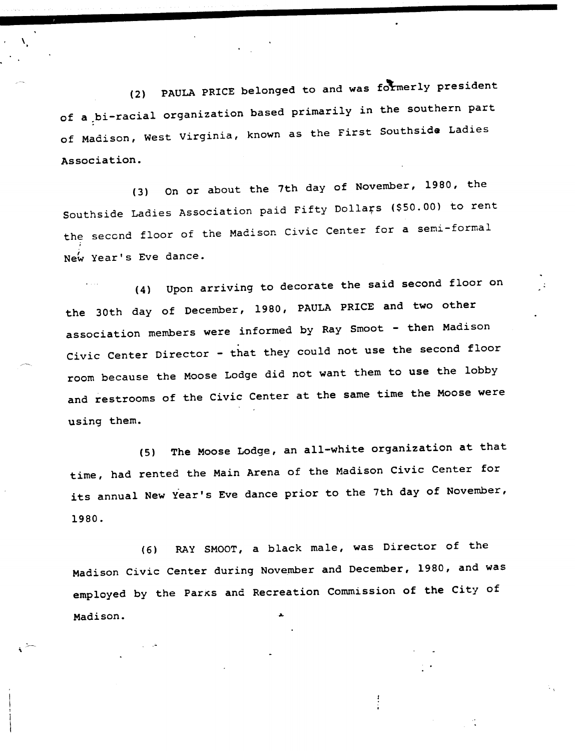(2) PAULA PRICE belonged to and was formerly president of a bi-racial organization based primarily in the southern part of Madison, West Virginia, known as the First Southside Ladies Association.

(3) On or about the 7th day of November, 1980, the Southside Ladies Association paid Fifty Dollars ($50.00) to rent the second floor of the Madison Civic Center for a semi-formal New Year's Eve dance.

(4) Upon arriving to decorate the said second floor on the 30th day of December, 1980, PAULA PRICE and two other association members were informed by Ray Smoot - then Madison Civic Center Director - that they could not use the second floor room because the Moose Lodge did not want them to use the lobby and restrooms of the Civic Center at the same time the Moose were using them.

(5) The Moose Lodge, an all-white organization at that time, had rented the Main Arena of the Madison Civic Center for its annual New Year's Eve dance prior to the 7th day of November, 1980.

(6) RAY SMOOT, a black male, was Director of the Madison Civic Center during November and December, 1980, and was employed by the Parks and Recreation Commission of the City of Madison.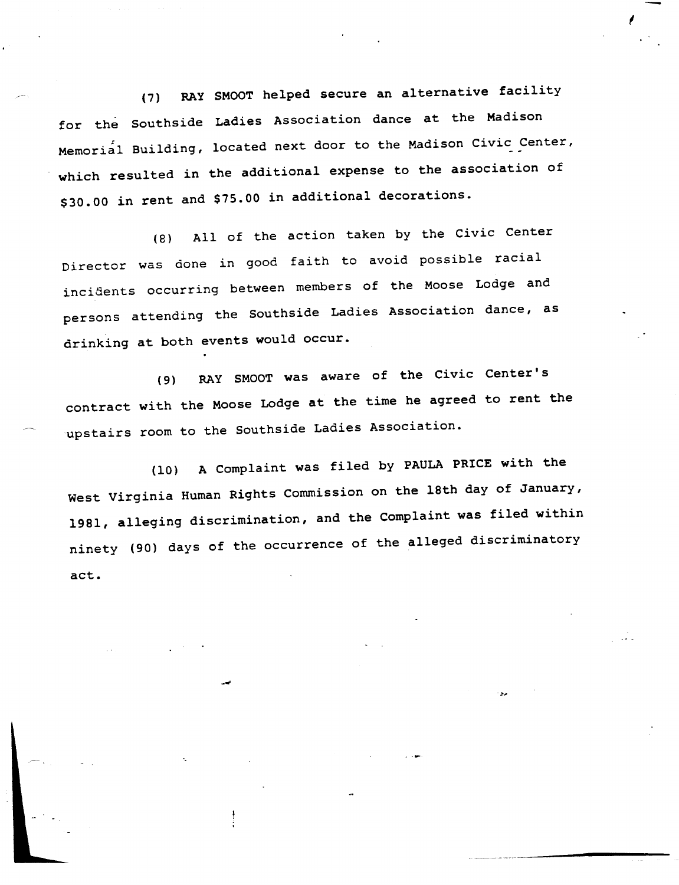(7) RAY SMOOT helped secure an alternative facility for the Southside Ladies Association dance at the Madison Memorial Building, located next door to the Madison Civic Center, which resulted in the additional expense to the association of $30.00 in rent and $75.00 in additional decorations.

(8) All of the action taken by the Civic Center Director was done in good faith to avoid possible racial incidents occurring between members of the Moose Lodge and persons attending the Southside Ladies Association dance, as drinking at both events would occur.

(9) RAY SMOOT was aware of the Civic Center's contract with the Moose Lodge at the time he agreed to rent the upstairs room to the Southside Ladies Association.

(10) A Complaint was filed by PAULA PRICE with the West Virginia Human Rights Commission on the 18th day of January, 1981, alleging discrimination, and the Complaint was filed within ninety (90) days of the occurrence of the alleged discriminatory act.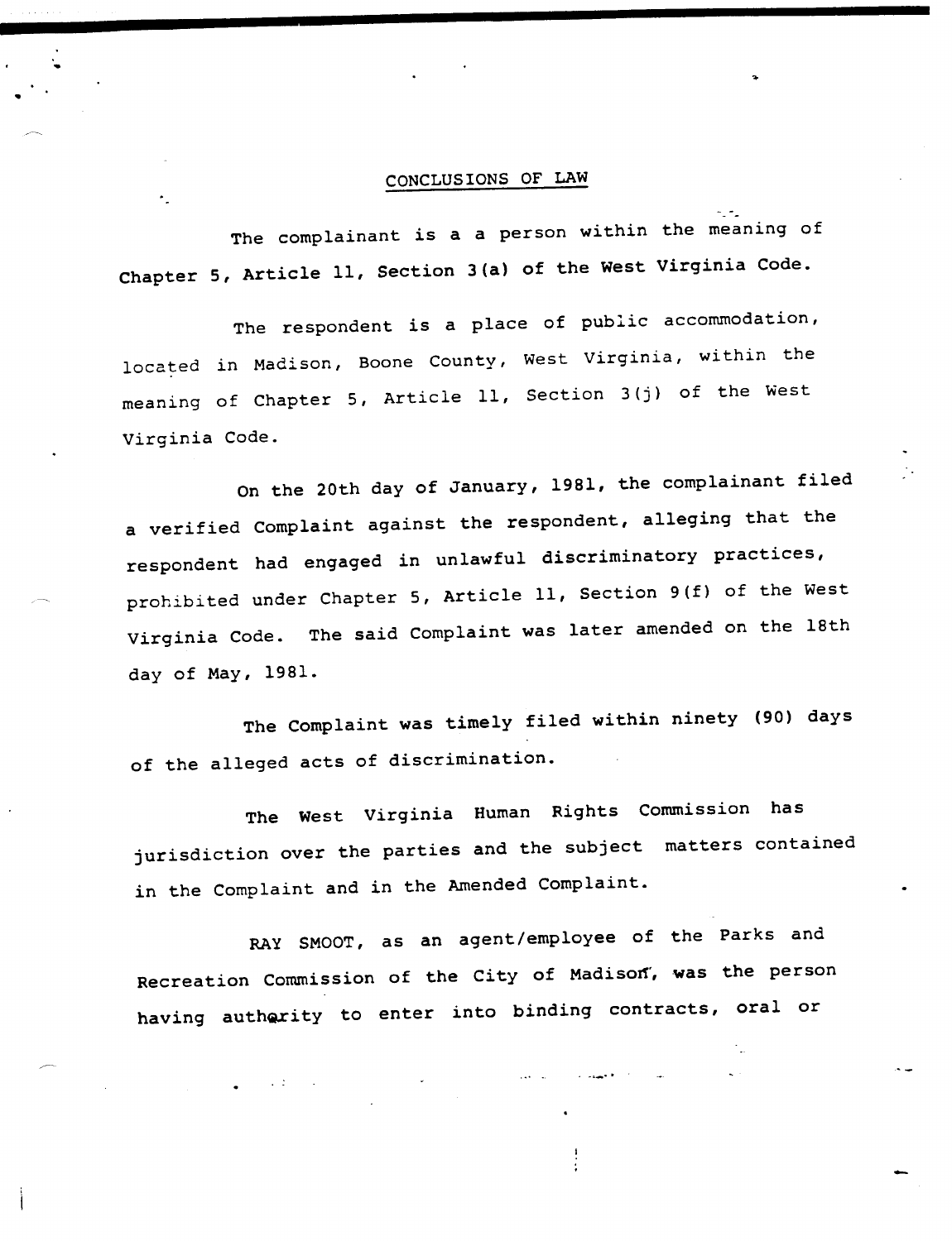## CONCLUSIONS OF LAW

The complainant is a a person within the meaning of Chapter 5, Article 11, Section 3(a) of the West Virginia Code.

The respondent is a place of public accommodation, located in Madison, Boone County, West Virginia, within the meaning of Chapter 5, Article 11, Section 3(j) of the West Virginia Code.

On the 20th day of January, 1981, the complainant filed a verified Complaint against the respondent, alleging that the respondent had engaged in unlawful discriminatory practices, prohibited under Chapter 5, Article 11, Section 9(f) of the West Virginia Code. The said Complaint was later amended on the 18th day of May, 1981.

The Complaint was timely filed within ninety (90) days of the alleged acts of discrimination.

The West Virginia Human Rights Commission has jurisdiction over the parties and the subject matters contained in the Complaint and in the Amended Complaint.

RAY SMOOT, as an agent/employee of the Parks and Recreation Commission of the City of Madison, was the person having authority to enter into binding contracts, oral or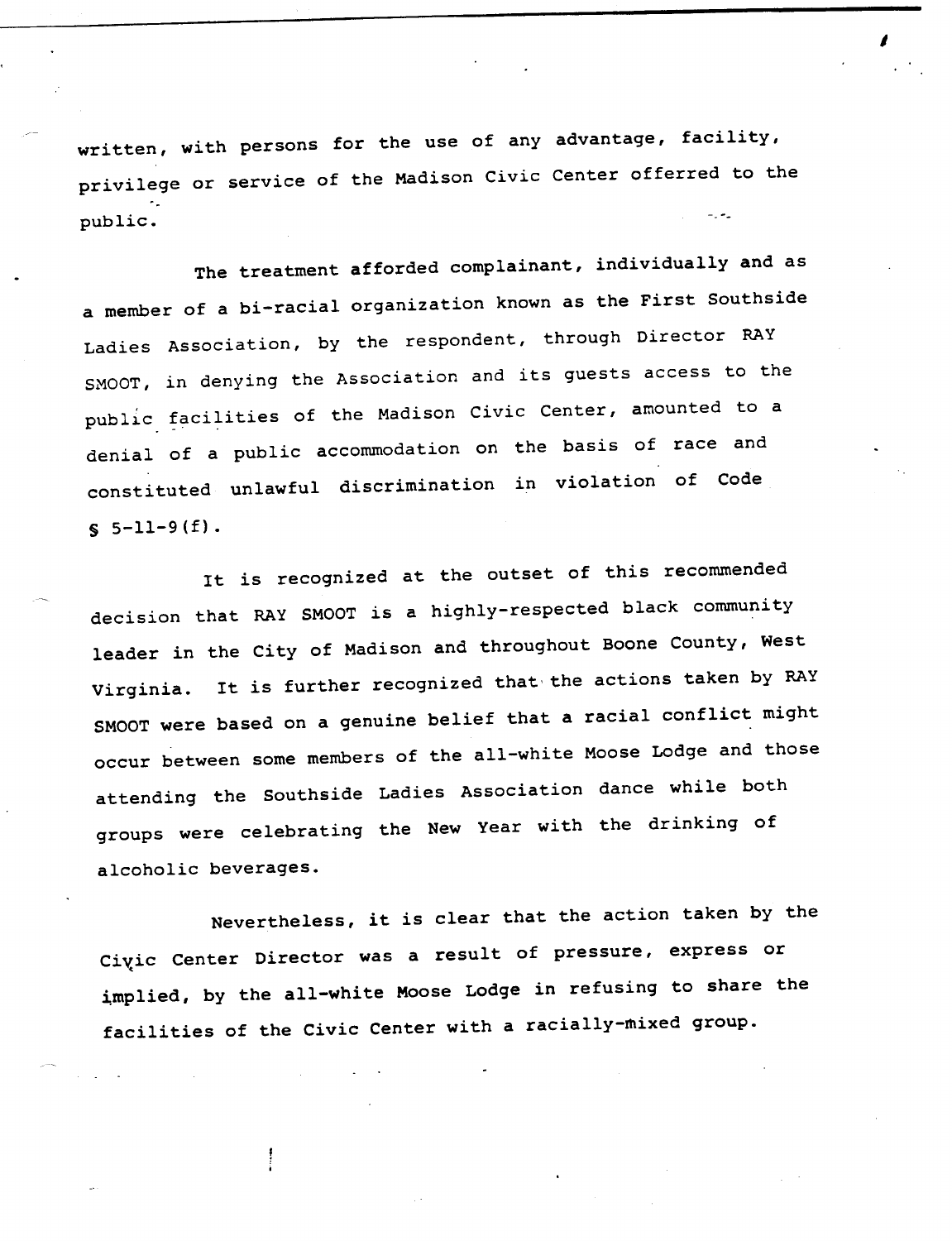written, with persons for the use of any advantage, facility, privilege or service of the Madison Civic Center offerred to the public.

The treatment afforded complainant, individually and as a member of a bi-racial organization known as the First Southside Ladies Association, by the respondent, through Director RAY SMOOT, in denying the Association and its guests access to the public facilities of the Madison Civic Center, amounted to a denial of a public accommodation on the basis of race and constituted unlawful discrimination in violation of Code § 5-11-9(f).

It is recognized at the outset of this recommended decision that RAY SMOOT is a highly-respected black community leader in the City of Madison and throughout Boone County, West Virginia. It is further recognized that the actions taken by RAY SMOOT were based on a genuine belief that a racial conflict might occur between some members of the all-white Moose Lodge and those attending the Southside Ladies Association dance while both groups were celebrating the New Year with the drinking of alcoholic beverages.

Nevertheless, it is clear that the action taken by the Civic Center Director was a result of pressure, express or implied, by the all-white Moose Lodge in refusing to share the facilities of the Civic Center with a racially-mixed group.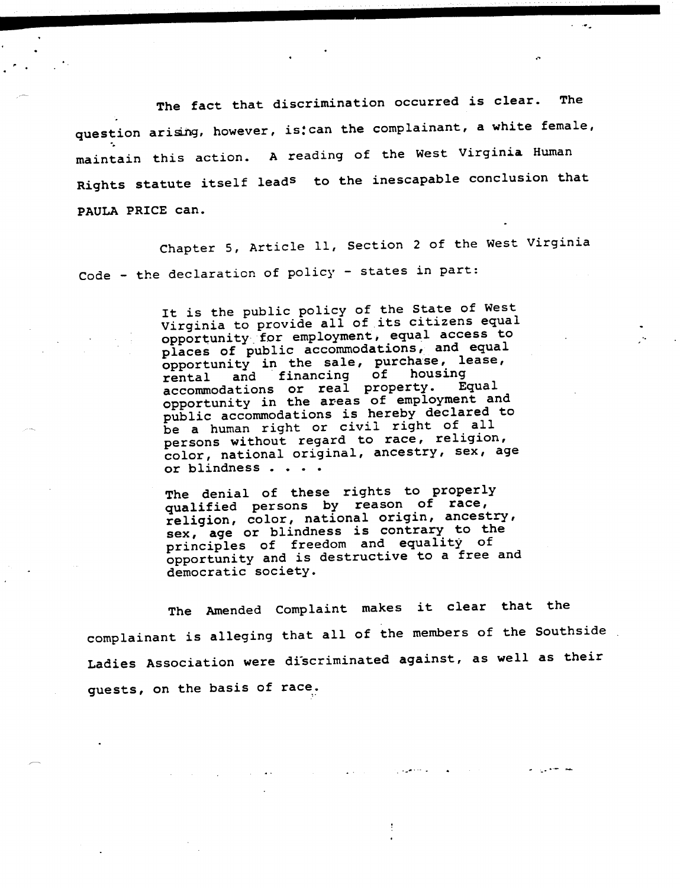The fact that discrimination occurred is clear. The question arising, however, is: can the complainant, a white female, maintain this action. A reading of the West Virginia Human Rights statute itself leads to the inescapable conclusion that PAULA PRICE can.

Chapter 5, Article 11, Section 2 of the West Virginia Code - the declaration of policy - states in part:

> It is the public policy of the State of West Virginia to provide all of its citizens equal opportunity for employment, equal access to places of public accommodations, and equal opportunity in the sale, purchase, lease, rental and financing of housing accommodations or real property. Equal opportunity in the areas of employment and public accommodations is hereby declared to be a human right or civil right of all persons without regard to race, religion, color, national original, ancestry, sex, age or blindness . . . .
>
> The denial of these rights to properly qualified persons by reason of race, religion, color, national origin, ancestry, sex, age or blindness is contrary to the principles of freedom and equality of opportunity and is destructive to a free and democratic society.

The Amended Complaint makes it clear that the complainant is alleging that all of the members of the Southside Ladies Association were discriminated against, as well as their guests, on the basis of race.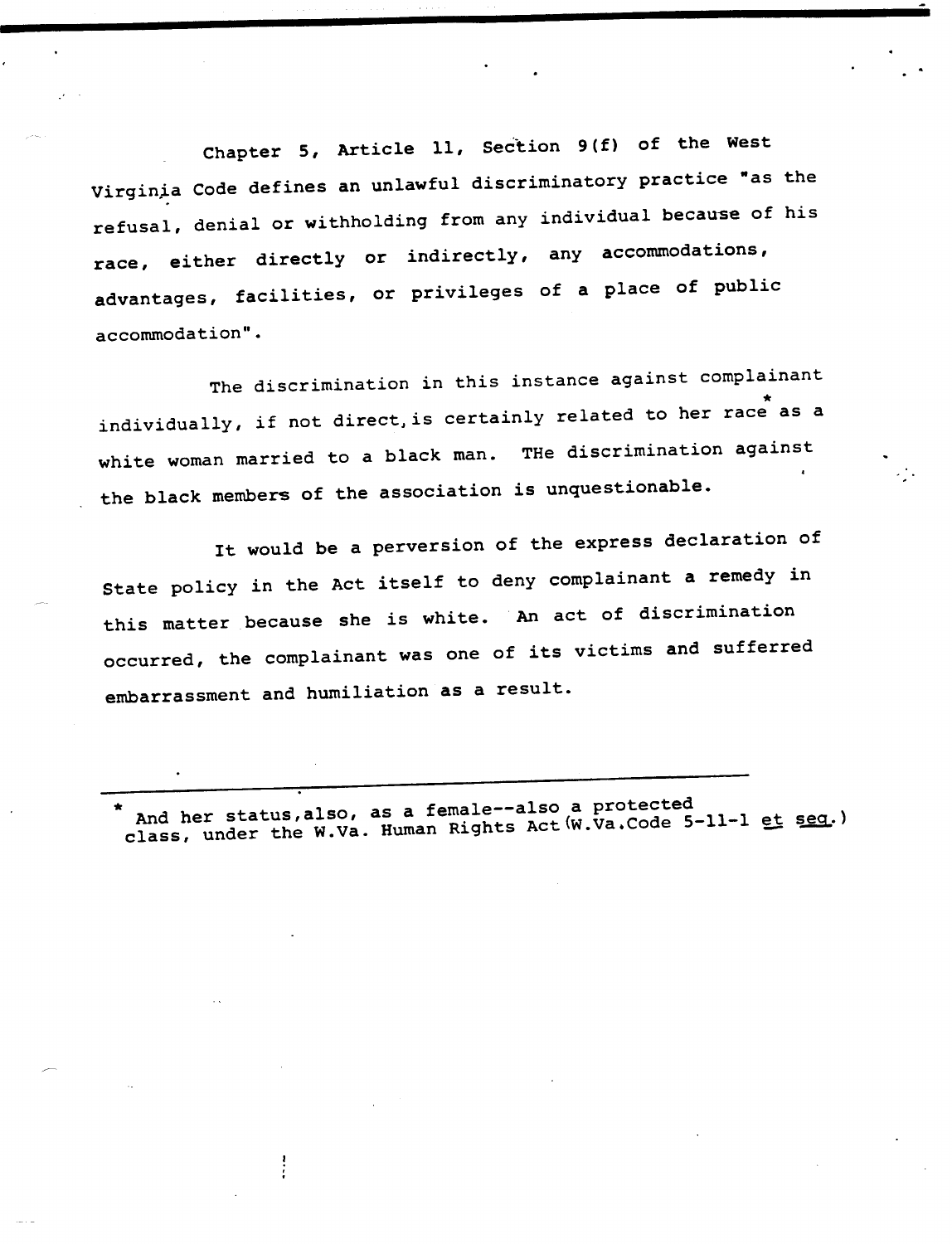Chapter 5, Article 11, Section 9(f) of the West Virginia Code defines an unlawful discriminatory practice "as the refusal, denial or withholding from any individual because of his race, either directly or indirectly, any accommodations, advantages, facilities, or privileges of a place of public accommodation".

The discrimination in this instance against complainant individually, if not direct, is certainly related to her race* as a white woman married to a black man. THe discrimination against the black members of the association is unquestionable.

It would be a perversion of the express declaration of State policy in the Act itself to deny complainant a remedy in this matter because she is white. An act of discrimination occurred, the complainant was one of its victims and sufferred embarrassment and humiliation as a result.

---

\* And her status, also, as a female--also a protected class, under the W.Va. Human Rights Act (W.Va.Code 5-11-1 et seq.)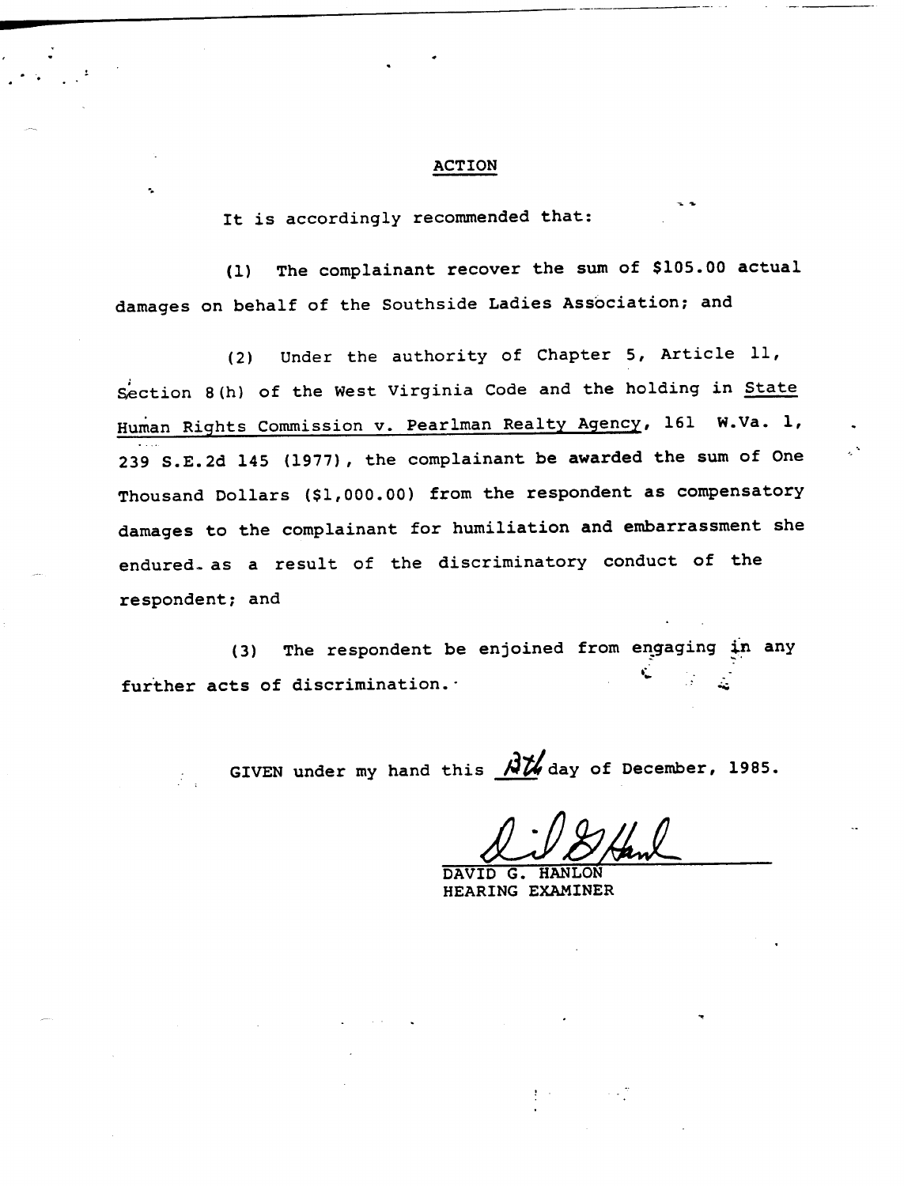## ACTION

It is accordingly recommended that:

(1) The complainant recover the sum of $105.00 actual damages on behalf of the Southside Ladies Association; and

(2) Under the authority of Chapter 5, Article 11, Section 8(h) of the West Virginia Code and the holding in State Human Rights Commission v. Pearlman Realty Agency, 161 W.Va. 1, 239 S.E.2d 145 (1977), the complainant be awarded the sum of One Thousand Dollars ($1,000.00) from the respondent as compensatory damages to the complainant for humiliation and embarrassment she endured as a result of the discriminatory conduct of the respondent; and

(3) The respondent be enjoined from engaging in any further acts of discrimination.

GIVEN under my hand this 13th day of December, 1985.

DAVID G. HANLON
HEARING EXAMINER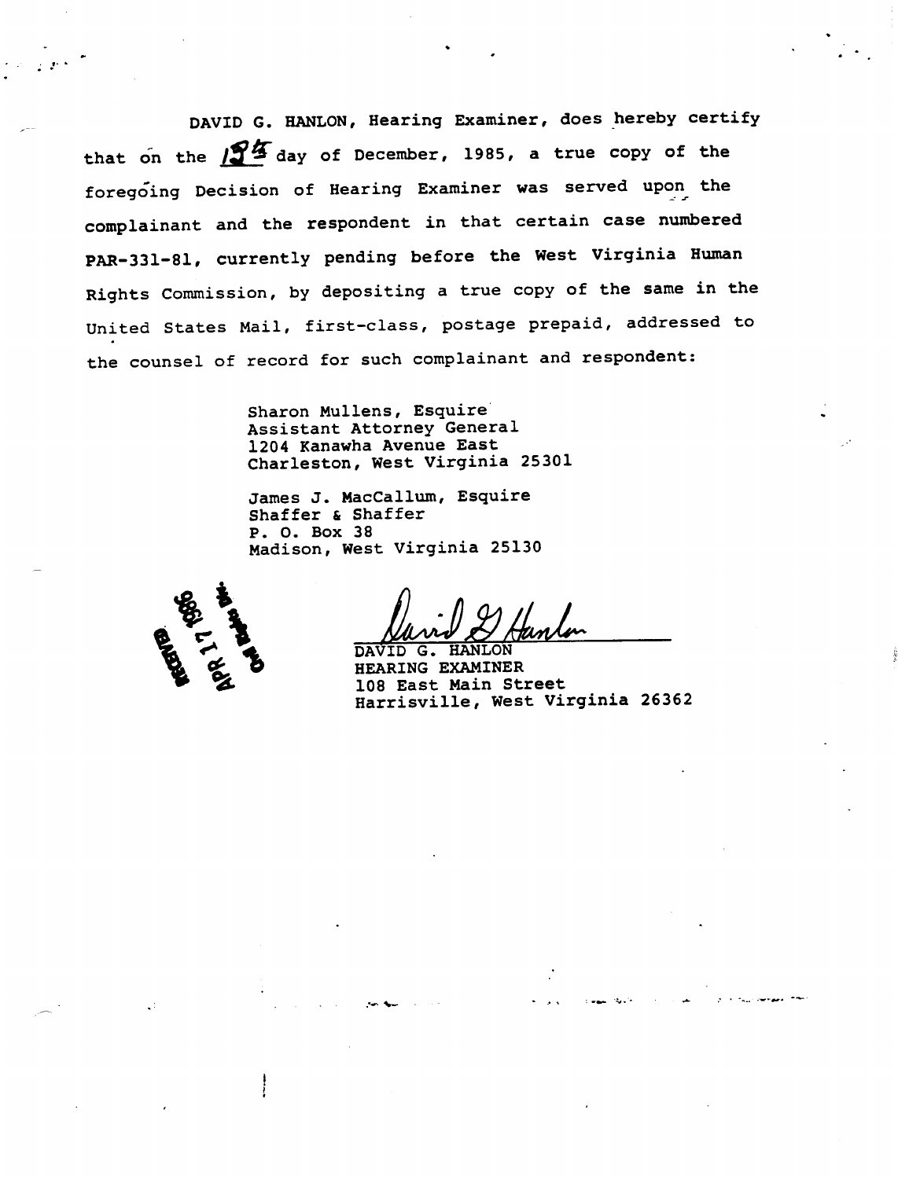DAVID G. HANLON, Hearing Examiner, does hereby certify that on the 19th day of December, 1985, a true copy of the foregoing Decision of Hearing Examiner was served upon the complainant and the respondent in that certain case numbered PAR-331-81, currently pending before the West Virginia Human Rights Commission, by depositing a true copy of the same in the United States Mail, first-class, postage prepaid, addressed to the counsel of record for such complainant and respondent:

Sharon Mullens, Esquire
Assistant Attorney General
1204 Kanawha Avenue East
Charleston, West Virginia 25301

James J. MacCallum, Esquire
Shaffer & Shaffer
P. O. Box 38
Madison, West Virginia 25130

RECEIVED APR 17 1986

David G. Hanlon

DAVID G. HANLON
HEARING EXAMINER
108 East Main Street
Harrisville, West Virginia 26362